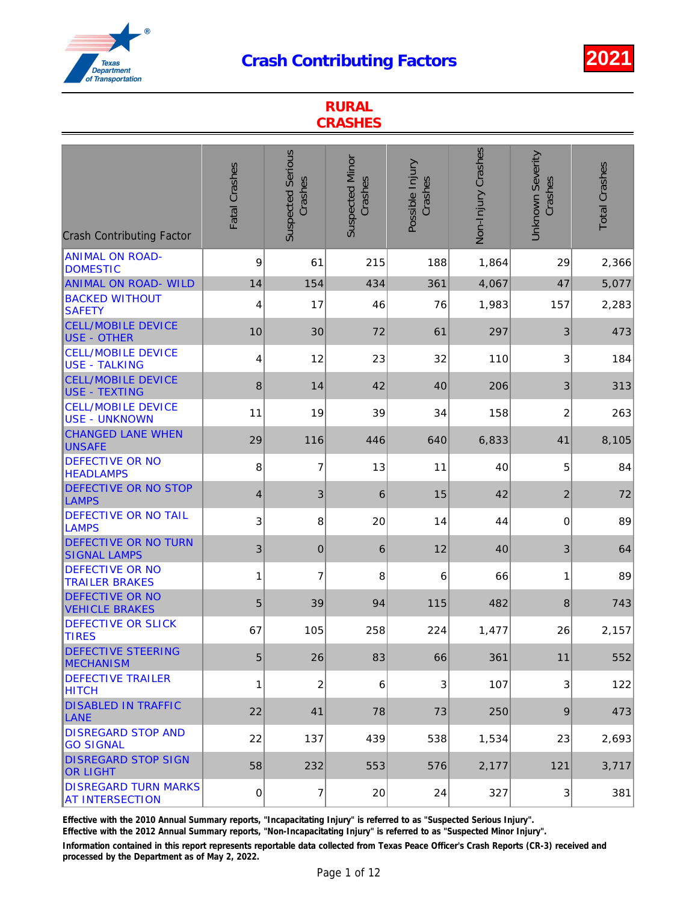# Crash Contributing Factors

**2021**

## RURAL CRASHES

| Crash Contributing Factor | Fatal Crashes | Suspected Serious Crashes | Suspected Minor Crashes | Possible Injury Crashes | Non-Injury Crashes | Unknown Severity Crashes | Total Crashes |
|---|---|---|---|---|---|---|---|
| ANIMAL ON ROAD-DOMESTIC | 9 | 61 | 215 | 188 | 1,864 | 29 | 2,366 |
| ANIMAL ON ROAD- WILD | 14 | 154 | 434 | 361 | 4,067 | 47 | 5,077 |
| BACKED WITHOUT SAFETY | 4 | 17 | 46 | 76 | 1,983 | 157 | 2,283 |
| CELL/MOBILE DEVICE USE - OTHER | 10 | 30 | 72 | 61 | 297 | 3 | 473 |
| CELL/MOBILE DEVICE USE - TALKING | 4 | 12 | 23 | 32 | 110 | 3 | 184 |
| CELL/MOBILE DEVICE USE - TEXTING | 8 | 14 | 42 | 40 | 206 | 3 | 313 |
| CELL/MOBILE DEVICE USE - UNKNOWN | 11 | 19 | 39 | 34 | 158 | 2 | 263 |
| CHANGED LANE WHEN UNSAFE | 29 | 116 | 446 | 640 | 6,833 | 41 | 8,105 |
| DEFECTIVE OR NO HEADLAMPS | 8 | 7 | 13 | 11 | 40 | 5 | 84 |
| DEFECTIVE OR NO STOP LAMPS | 4 | 3 | 6 | 15 | 42 | 2 | 72 |
| DEFECTIVE OR NO TAIL LAMPS | 3 | 8 | 20 | 14 | 44 | 0 | 89 |
| DEFECTIVE OR NO TURN SIGNAL LAMPS | 3 | 0 | 6 | 12 | 40 | 3 | 64 |
| DEFECTIVE OR NO TRAILER BRAKES | 1 | 7 | 8 | 6 | 66 | 1 | 89 |
| DEFECTIVE OR NO VEHICLE BRAKES | 5 | 39 | 94 | 115 | 482 | 8 | 743 |
| DEFECTIVE OR SLICK TIRES | 67 | 105 | 258 | 224 | 1,477 | 26 | 2,157 |
| DEFECTIVE STEERING MECHANISM | 5 | 26 | 83 | 66 | 361 | 11 | 552 |
| DEFECTIVE TRAILER HITCH | 1 | 2 | 6 | 3 | 107 | 3 | 122 |
| DISABLED IN TRAFFIC LANE | 22 | 41 | 78 | 73 | 250 | 9 | 473 |
| DISREGARD STOP AND GO SIGNAL | 22 | 137 | 439 | 538 | 1,534 | 23 | 2,693 |
| DISREGARD STOP SIGN OR LIGHT | 58 | 232 | 553 | 576 | 2,177 | 121 | 3,717 |
| DISREGARD TURN MARKS AT INTERSECTION | 0 | 7 | 20 | 24 | 327 | 3 | 381 |

**Effective with the 2010 Annual Summary reports, "Incapacitating Injury" is referred to as "Suspected Serious Injury".**
**Effective with the 2012 Annual Summary reports, "Non-Incapacitating Injury" is referred to as "Suspected Minor Injury".**

**Information contained in this report represents reportable data collected from Texas Peace Officer's Crash Reports (CR-3) received and processed by the Department as of May 2, 2022.**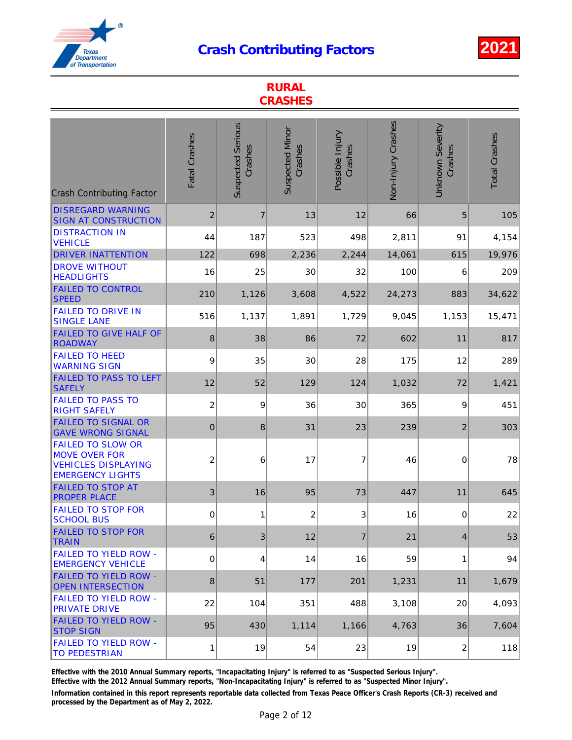# Crash Contributing Factors

**2021**

## RURAL CRASHES

| Crash Contributing Factor | Fatal Crashes | Suspected Serious Crashes | Suspected Minor Crashes | Possible Injury Crashes | Non-Injury Crashes | Unknown Severity Crashes | Total Crashes |
|---|---|---|---|---|---|---|---|
| DISREGARD WARNING SIGN AT CONSTRUCTION | 2 | 7 | 13 | 12 | 66 | 5 | 105 |
| DISTRACTION IN VEHICLE | 44 | 187 | 523 | 498 | 2,811 | 91 | 4,154 |
| DRIVER INATTENTION | 122 | 698 | 2,236 | 2,244 | 14,061 | 615 | 19,976 |
| DROVE WITHOUT HEADLIGHTS | 16 | 25 | 30 | 32 | 100 | 6 | 209 |
| FAILED TO CONTROL SPEED | 210 | 1,126 | 3,608 | 4,522 | 24,273 | 883 | 34,622 |
| FAILED TO DRIVE IN SINGLE LANE | 516 | 1,137 | 1,891 | 1,729 | 9,045 | 1,153 | 15,471 |
| FAILED TO GIVE HALF OF ROADWAY | 8 | 38 | 86 | 72 | 602 | 11 | 817 |
| FAILED TO HEED WARNING SIGN | 9 | 35 | 30 | 28 | 175 | 12 | 289 |
| FAILED TO PASS TO LEFT SAFELY | 12 | 52 | 129 | 124 | 1,032 | 72 | 1,421 |
| FAILED TO PASS TO RIGHT SAFELY | 2 | 9 | 36 | 30 | 365 | 9 | 451 |
| FAILED TO SIGNAL OR GAVE WRONG SIGNAL | 0 | 8 | 31 | 23 | 239 | 2 | 303 |
| FAILED TO SLOW OR MOVE OVER FOR VEHICLES DISPLAYING EMERGENCY LIGHTS | 2 | 6 | 17 | 7 | 46 | 0 | 78 |
| FAILED TO STOP AT PROPER PLACE | 3 | 16 | 95 | 73 | 447 | 11 | 645 |
| FAILED TO STOP FOR SCHOOL BUS | 0 | 1 | 2 | 3 | 16 | 0 | 22 |
| FAILED TO STOP FOR TRAIN | 6 | 3 | 12 | 7 | 21 | 4 | 53 |
| FAILED TO YIELD ROW - EMERGENCY VEHICLE | 0 | 4 | 14 | 16 | 59 | 1 | 94 |
| FAILED TO YIELD ROW - OPEN INTERSECTION | 8 | 51 | 177 | 201 | 1,231 | 11 | 1,679 |
| FAILED TO YIELD ROW - PRIVATE DRIVE | 22 | 104 | 351 | 488 | 3,108 | 20 | 4,093 |
| FAILED TO YIELD ROW - STOP SIGN | 95 | 430 | 1,114 | 1,166 | 4,763 | 36 | 7,604 |
| FAILED TO YIELD ROW - TO PEDESTRIAN | 1 | 19 | 54 | 23 | 19 | 2 | 118 |

**Effective with the 2010 Annual Summary reports, "Incapacitating Injury" is referred to as "Suspected Serious Injury".**
**Effective with the 2012 Annual Summary reports, "Non-Incapacitating Injury" is referred to as "Suspected Minor Injury".**

**Information contained in this report represents reportable data collected from Texas Peace Officer's Crash Reports (CR-3) received and processed by the Department as of May 2, 2022.**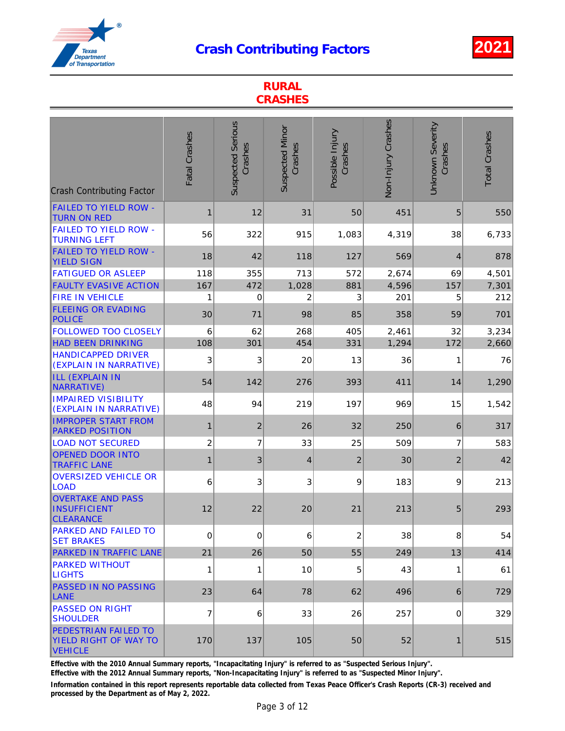# Crash Contributing Factors

## 2021

## RURAL CRASHES

| Crash Contributing Factor | Fatal Crashes | Suspected Serious Crashes | Suspected Minor Crashes | Possible Injury Crashes | Non-Injury Crashes | Unknown Severity Crashes | Total Crashes |
|---|---|---|---|---|---|---|---|
| FAILED TO YIELD ROW - TURN ON RED | 1 | 12 | 31 | 50 | 451 | 5 | 550 |
| FAILED TO YIELD ROW - TURNING LEFT | 56 | 322 | 915 | 1,083 | 4,319 | 38 | 6,733 |
| FAILED TO YIELD ROW - YIELD SIGN | 18 | 42 | 118 | 127 | 569 | 4 | 878 |
| FATIGUED OR ASLEEP | 118 | 355 | 713 | 572 | 2,674 | 69 | 4,501 |
| FAULTY EVASIVE ACTION | 167 | 472 | 1,028 | 881 | 4,596 | 157 | 7,301 |
| FIRE IN VEHICLE | 1 | 0 | 2 | 3 | 201 | 5 | 212 |
| FLEEING OR EVADING POLICE | 30 | 71 | 98 | 85 | 358 | 59 | 701 |
| FOLLOWED TOO CLOSELY | 6 | 62 | 268 | 405 | 2,461 | 32 | 3,234 |
| HAD BEEN DRINKING | 108 | 301 | 454 | 331 | 1,294 | 172 | 2,660 |
| HANDICAPPED DRIVER (EXPLAIN IN NARRATIVE) | 3 | 3 | 20 | 13 | 36 | 1 | 76 |
| ILL (EXPLAIN IN NARRATIVE) | 54 | 142 | 276 | 393 | 411 | 14 | 1,290 |
| IMPAIRED VISIBILITY (EXPLAIN IN NARRATIVE) | 48 | 94 | 219 | 197 | 969 | 15 | 1,542 |
| IMPROPER START FROM PARKED POSITION | 1 | 2 | 26 | 32 | 250 | 6 | 317 |
| LOAD NOT SECURED | 2 | 7 | 33 | 25 | 509 | 7 | 583 |
| OPENED DOOR INTO TRAFFIC LANE | 1 | 3 | 4 | 2 | 30 | 2 | 42 |
| OVERSIZED VEHICLE OR LOAD | 6 | 3 | 3 | 9 | 183 | 9 | 213 |
| OVERTAKE AND PASS INSUFFICIENT CLEARANCE | 12 | 22 | 20 | 21 | 213 | 5 | 293 |
| PARKED AND FAILED TO SET BRAKES | 0 | 0 | 6 | 2 | 38 | 8 | 54 |
| PARKED IN TRAFFIC LANE | 21 | 26 | 50 | 55 | 249 | 13 | 414 |
| PARKED WITHOUT LIGHTS | 1 | 1 | 10 | 5 | 43 | 1 | 61 |
| PASSED IN NO PASSING LANE | 23 | 64 | 78 | 62 | 496 | 6 | 729 |
| PASSED ON RIGHT SHOULDER | 7 | 6 | 33 | 26 | 257 | 0 | 329 |
| PEDESTRIAN FAILED TO YIELD RIGHT OF WAY TO VEHICLE | 170 | 137 | 105 | 50 | 52 | 1 | 515 |

**Effective with the 2010 Annual Summary reports, "Incapacitating Injury" is referred to as "Suspected Serious Injury".**

**Effective with the 2012 Annual Summary reports, "Non-Incapacitating Injury" is referred to as "Suspected Minor Injury".**

**Information contained in this report represents reportable data collected from Texas Peace Officer's Crash Reports (CR-3) received and processed by the Department as of May 2, 2022.**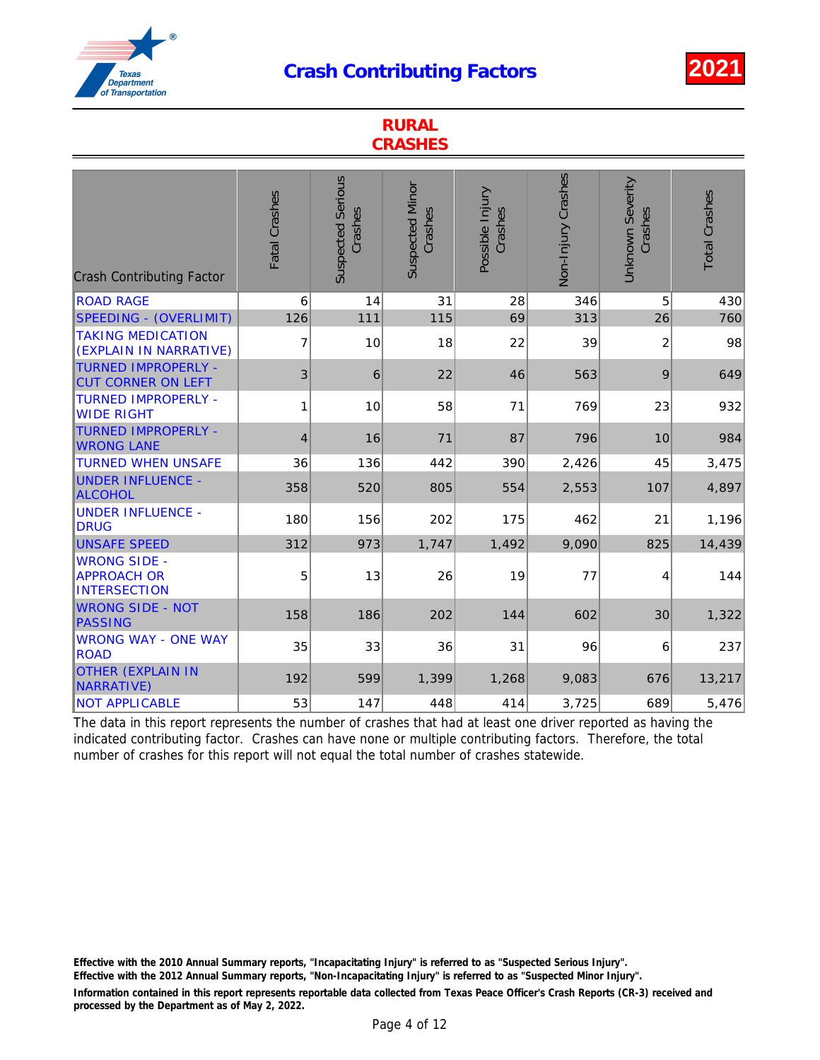# Crash Contributing Factors

**2021**

## RURAL CRASHES

| Crash Contributing Factor | Fatal Crashes | Suspected Serious Crashes | Suspected Minor Crashes | Possible Injury Crashes | Non-Injury Crashes | Unknown Severity Crashes | Total Crashes |
|---|---|---|---|---|---|---|---|
| ROAD RAGE | 6 | 14 | 31 | 28 | 346 | 5 | 430 |
| SPEEDING - (OVERLIMIT) | 126 | 111 | 115 | 69 | 313 | 26 | 760 |
| TAKING MEDICATION (EXPLAIN IN NARRATIVE) | 7 | 10 | 18 | 22 | 39 | 2 | 98 |
| TURNED IMPROPERLY - CUT CORNER ON LEFT | 3 | 6 | 22 | 46 | 563 | 9 | 649 |
| TURNED IMPROPERLY - WIDE RIGHT | 1 | 10 | 58 | 71 | 769 | 23 | 932 |
| TURNED IMPROPERLY - WRONG LANE | 4 | 16 | 71 | 87 | 796 | 10 | 984 |
| TURNED WHEN UNSAFE | 36 | 136 | 442 | 390 | 2,426 | 45 | 3,475 |
| UNDER INFLUENCE - ALCOHOL | 358 | 520 | 805 | 554 | 2,553 | 107 | 4,897 |
| UNDER INFLUENCE - DRUG | 180 | 156 | 202 | 175 | 462 | 21 | 1,196 |
| UNSAFE SPEED | 312 | 973 | 1,747 | 1,492 | 9,090 | 825 | 14,439 |
| WRONG SIDE - APPROACH OR INTERSECTION | 5 | 13 | 26 | 19 | 77 | 4 | 144 |
| WRONG SIDE - NOT PASSING | 158 | 186 | 202 | 144 | 602 | 30 | 1,322 |
| WRONG WAY - ONE WAY ROAD | 35 | 33 | 36 | 31 | 96 | 6 | 237 |
| OTHER (EXPLAIN IN NARRATIVE) | 192 | 599 | 1,399 | 1,268 | 9,083 | 676 | 13,217 |
| NOT APPLICABLE | 53 | 147 | 448 | 414 | 3,725 | 689 | 5,476 |

The data in this report represents the number of crashes that had at least one driver reported as having the indicated contributing factor. Crashes can have none or multiple contributing factors. Therefore, the total number of crashes for this report will not equal the total number of crashes statewide.

**Effective with the 2010 Annual Summary reports, "Incapacitating Injury" is referred to as "Suspected Serious Injury".**
**Effective with the 2012 Annual Summary reports, "Non-Incapacitating Injury" is referred to as "Suspected Minor Injury".**

**Information contained in this report represents reportable data collected from Texas Peace Officer's Crash Reports (CR-3) received and processed by the Department as of May 2, 2022.**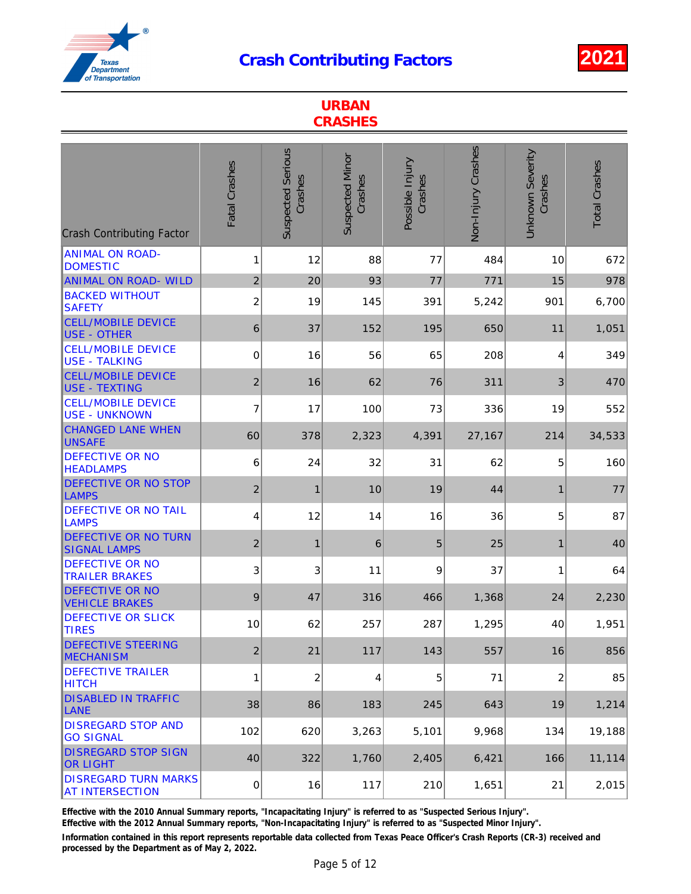# Crash Contributing Factors

**2021**

## URBAN CRASHES

| Crash Contributing Factor | Fatal Crashes | Suspected Serious Crashes | Suspected Minor Crashes | Possible Injury Crashes | Non-Injury Crashes | Unknown Severity Crashes | Total Crashes |
|---|---|---|---|---|---|---|---|
| ANIMAL ON ROAD- DOMESTIC | 1 | 12 | 88 | 77 | 484 | 10 | 672 |
| ANIMAL ON ROAD- WILD | 2 | 20 | 93 | 77 | 771 | 15 | 978 |
| BACKED WITHOUT SAFETY | 2 | 19 | 145 | 391 | 5,242 | 901 | 6,700 |
| CELL/MOBILE DEVICE USE - OTHER | 6 | 37 | 152 | 195 | 650 | 11 | 1,051 |
| CELL/MOBILE DEVICE USE - TALKING | 0 | 16 | 56 | 65 | 208 | 4 | 349 |
| CELL/MOBILE DEVICE USE - TEXTING | 2 | 16 | 62 | 76 | 311 | 3 | 470 |
| CELL/MOBILE DEVICE USE - UNKNOWN | 7 | 17 | 100 | 73 | 336 | 19 | 552 |
| CHANGED LANE WHEN UNSAFE | 60 | 378 | 2,323 | 4,391 | 27,167 | 214 | 34,533 |
| DEFECTIVE OR NO HEADLAMPS | 6 | 24 | 32 | 31 | 62 | 5 | 160 |
| DEFECTIVE OR NO STOP LAMPS | 2 | 1 | 10 | 19 | 44 | 1 | 77 |
| DEFECTIVE OR NO TAIL LAMPS | 4 | 12 | 14 | 16 | 36 | 5 | 87 |
| DEFECTIVE OR NO TURN SIGNAL LAMPS | 2 | 1 | 6 | 5 | 25 | 1 | 40 |
| DEFECTIVE OR NO TRAILER BRAKES | 3 | 3 | 11 | 9 | 37 | 1 | 64 |
| DEFECTIVE OR NO VEHICLE BRAKES | 9 | 47 | 316 | 466 | 1,368 | 24 | 2,230 |
| DEFECTIVE OR SLICK TIRES | 10 | 62 | 257 | 287 | 1,295 | 40 | 1,951 |
| DEFECTIVE STEERING MECHANISM | 2 | 21 | 117 | 143 | 557 | 16 | 856 |
| DEFECTIVE TRAILER HITCH | 1 | 2 | 4 | 5 | 71 | 2 | 85 |
| DISABLED IN TRAFFIC LANE | 38 | 86 | 183 | 245 | 643 | 19 | 1,214 |
| DISREGARD STOP AND GO SIGNAL | 102 | 620 | 3,263 | 5,101 | 9,968 | 134 | 19,188 |
| DISREGARD STOP SIGN OR LIGHT | 40 | 322 | 1,760 | 2,405 | 6,421 | 166 | 11,114 |
| DISREGARD TURN MARKS AT INTERSECTION | 0 | 16 | 117 | 210 | 1,651 | 21 | 2,015 |

**Effective with the 2010 Annual Summary reports, "Incapacitating Injury" is referred to as "Suspected Serious Injury".**
**Effective with the 2012 Annual Summary reports, "Non-Incapacitating Injury" is referred to as "Suspected Minor Injury".**

**Information contained in this report represents reportable data collected from Texas Peace Officer's Crash Reports (CR-3) received and processed by the Department as of May 2, 2022.**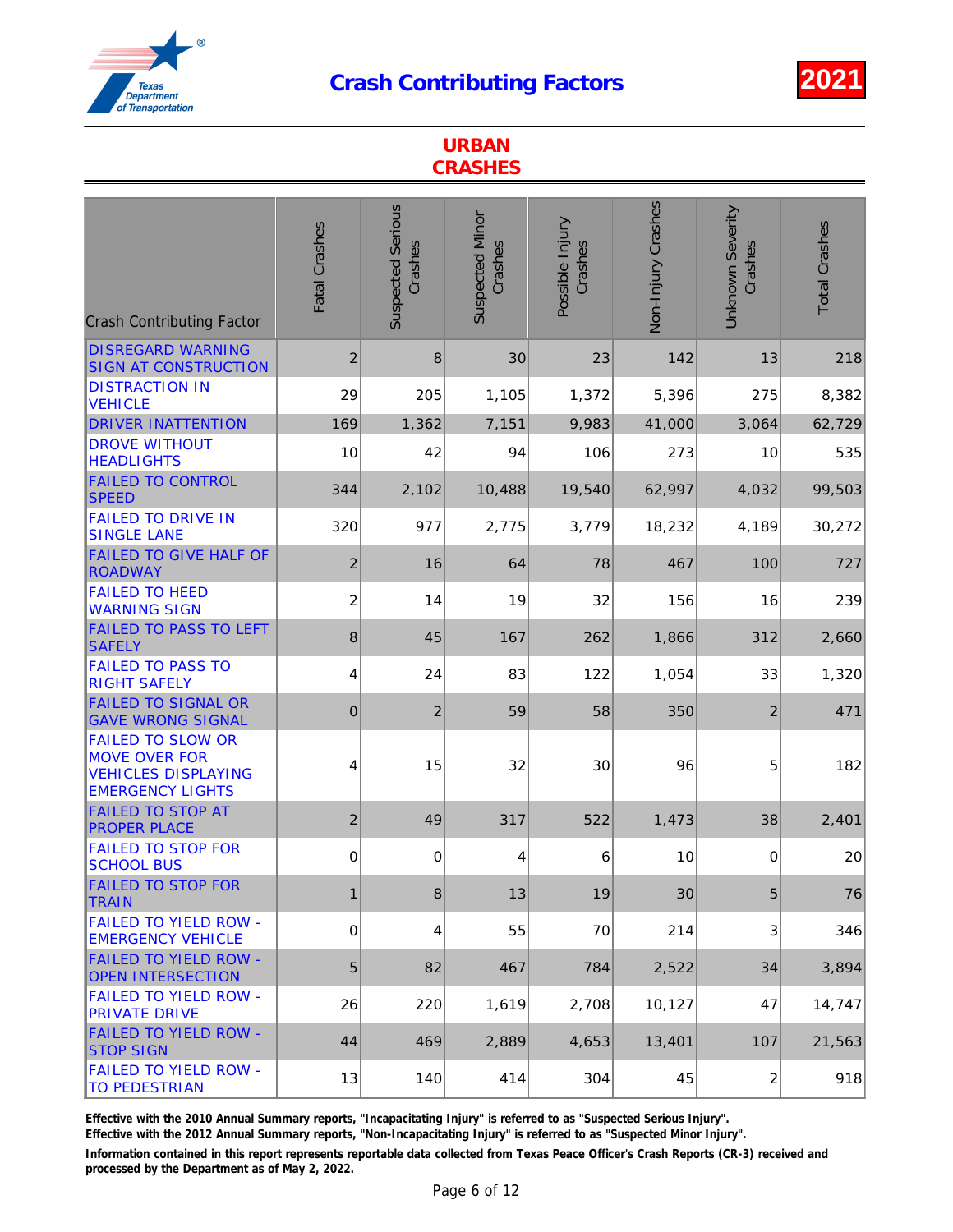# Crash Contributing Factors

**2021**

## URBAN CRASHES

| Crash Contributing Factor | Fatal Crashes | Suspected Serious Crashes | Suspected Minor Crashes | Possible Injury Crashes | Non-Injury Crashes | Unknown Severity Crashes | Total Crashes |
|---|---|---|---|---|---|---|---|
| DISREGARD WARNING SIGN AT CONSTRUCTION | 2 | 8 | 30 | 23 | 142 | 13 | 218 |
| DISTRACTION IN VEHICLE | 29 | 205 | 1,105 | 1,372 | 5,396 | 275 | 8,382 |
| DRIVER INATTENTION | 169 | 1,362 | 7,151 | 9,983 | 41,000 | 3,064 | 62,729 |
| DROVE WITHOUT HEADLIGHTS | 10 | 42 | 94 | 106 | 273 | 10 | 535 |
| FAILED TO CONTROL SPEED | 344 | 2,102 | 10,488 | 19,540 | 62,997 | 4,032 | 99,503 |
| FAILED TO DRIVE IN SINGLE LANE | 320 | 977 | 2,775 | 3,779 | 18,232 | 4,189 | 30,272 |
| FAILED TO GIVE HALF OF ROADWAY | 2 | 16 | 64 | 78 | 467 | 100 | 727 |
| FAILED TO HEED WARNING SIGN | 2 | 14 | 19 | 32 | 156 | 16 | 239 |
| FAILED TO PASS TO LEFT SAFELY | 8 | 45 | 167 | 262 | 1,866 | 312 | 2,660 |
| FAILED TO PASS TO RIGHT SAFELY | 4 | 24 | 83 | 122 | 1,054 | 33 | 1,320 |
| FAILED TO SIGNAL OR GAVE WRONG SIGNAL | 0 | 2 | 59 | 58 | 350 | 2 | 471 |
| FAILED TO SLOW OR MOVE OVER FOR VEHICLES DISPLAYING EMERGENCY LIGHTS | 4 | 15 | 32 | 30 | 96 | 5 | 182 |
| FAILED TO STOP AT PROPER PLACE | 2 | 49 | 317 | 522 | 1,473 | 38 | 2,401 |
| FAILED TO STOP FOR SCHOOL BUS | 0 | 0 | 4 | 6 | 10 | 0 | 20 |
| FAILED TO STOP FOR TRAIN | 1 | 8 | 13 | 19 | 30 | 5 | 76 |
| FAILED TO YIELD ROW - EMERGENCY VEHICLE | 0 | 4 | 55 | 70 | 214 | 3 | 346 |
| FAILED TO YIELD ROW - OPEN INTERSECTION | 5 | 82 | 467 | 784 | 2,522 | 34 | 3,894 |
| FAILED TO YIELD ROW - PRIVATE DRIVE | 26 | 220 | 1,619 | 2,708 | 10,127 | 47 | 14,747 |
| FAILED TO YIELD ROW - STOP SIGN | 44 | 469 | 2,889 | 4,653 | 13,401 | 107 | 21,563 |
| FAILED TO YIELD ROW - TO PEDESTRIAN | 13 | 140 | 414 | 304 | 45 | 2 | 918 |

**Effective with the 2010 Annual Summary reports, "Incapacitating Injury" is referred to as "Suspected Serious Injury".**
**Effective with the 2012 Annual Summary reports, "Non-Incapacitating Injury" is referred to as "Suspected Minor Injury".**

**Information contained in this report represents reportable data collected from Texas Peace Officer's Crash Reports (CR-3) received and processed by the Department as of May 2, 2022.**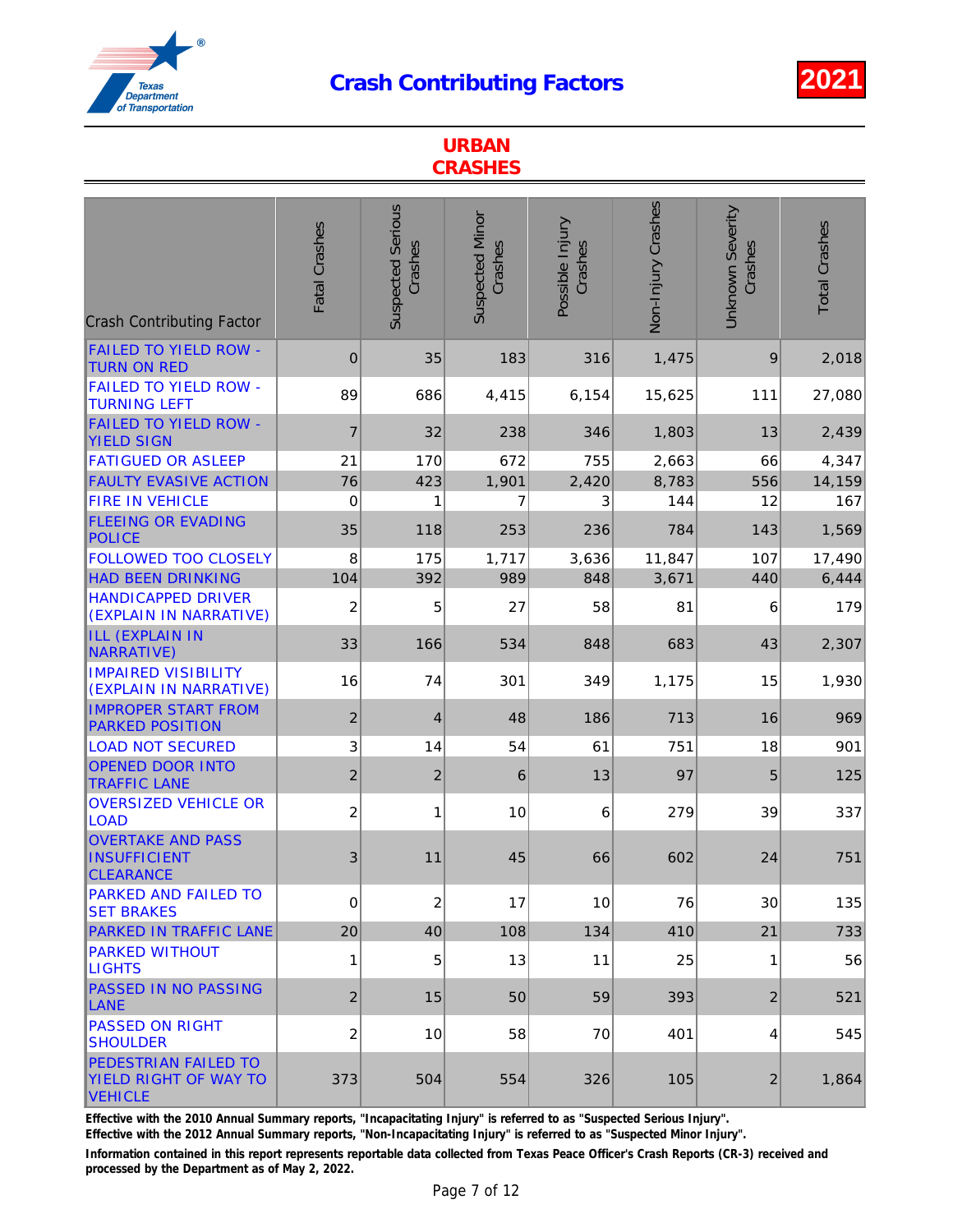# Crash Contributing Factors

**2021**

## URBAN CRASHES

| Crash Contributing Factor | Fatal Crashes | Suspected Serious Crashes | Suspected Minor Crashes | Possible Injury Crashes | Non-Injury Crashes | Unknown Severity Crashes | Total Crashes |
|---|---|---|---|---|---|---|---|
| FAILED TO YIELD ROW - TURN ON RED | 0 | 35 | 183 | 316 | 1,475 | 9 | 2,018 |
| FAILED TO YIELD ROW - TURNING LEFT | 89 | 686 | 4,415 | 6,154 | 15,625 | 111 | 27,080 |
| FAILED TO YIELD ROW - YIELD SIGN | 7 | 32 | 238 | 346 | 1,803 | 13 | 2,439 |
| FATIGUED OR ASLEEP | 21 | 170 | 672 | 755 | 2,663 | 66 | 4,347 |
| FAULTY EVASIVE ACTION | 76 | 423 | 1,901 | 2,420 | 8,783 | 556 | 14,159 |
| FIRE IN VEHICLE | 0 | 1 | 7 | 3 | 144 | 12 | 167 |
| FLEEING OR EVADING POLICE | 35 | 118 | 253 | 236 | 784 | 143 | 1,569 |
| FOLLOWED TOO CLOSELY | 8 | 175 | 1,717 | 3,636 | 11,847 | 107 | 17,490 |
| HAD BEEN DRINKING | 104 | 392 | 989 | 848 | 3,671 | 440 | 6,444 |
| HANDICAPPED DRIVER (EXPLAIN IN NARRATIVE) | 2 | 5 | 27 | 58 | 81 | 6 | 179 |
| ILL (EXPLAIN IN NARRATIVE) | 33 | 166 | 534 | 848 | 683 | 43 | 2,307 |
| IMPAIRED VISIBILITY (EXPLAIN IN NARRATIVE) | 16 | 74 | 301 | 349 | 1,175 | 15 | 1,930 |
| IMPROPER START FROM PARKED POSITION | 2 | 4 | 48 | 186 | 713 | 16 | 969 |
| LOAD NOT SECURED | 3 | 14 | 54 | 61 | 751 | 18 | 901 |
| OPENED DOOR INTO TRAFFIC LANE | 2 | 2 | 6 | 13 | 97 | 5 | 125 |
| OVERSIZED VEHICLE OR LOAD | 2 | 1 | 10 | 6 | 279 | 39 | 337 |
| OVERTAKE AND PASS INSUFFICIENT CLEARANCE | 3 | 11 | 45 | 66 | 602 | 24 | 751 |
| PARKED AND FAILED TO SET BRAKES | 0 | 2 | 17 | 10 | 76 | 30 | 135 |
| PARKED IN TRAFFIC LANE | 20 | 40 | 108 | 134 | 410 | 21 | 733 |
| PARKED WITHOUT LIGHTS | 1 | 5 | 13 | 11 | 25 | 1 | 56 |
| PASSED IN NO PASSING LANE | 2 | 15 | 50 | 59 | 393 | 2 | 521 |
| PASSED ON RIGHT SHOULDER | 2 | 10 | 58 | 70 | 401 | 4 | 545 |
| PEDESTRIAN FAILED TO YIELD RIGHT OF WAY TO VEHICLE | 373 | 504 | 554 | 326 | 105 | 2 | 1,864 |

**Effective with the 2010 Annual Summary reports, "Incapacitating Injury" is referred to as "Suspected Serious Injury".**
**Effective with the 2012 Annual Summary reports, "Non-Incapacitating Injury" is referred to as "Suspected Minor Injury".**

**Information contained in this report represents reportable data collected from Texas Peace Officer's Crash Reports (CR-3) received and processed by the Department as of May 2, 2022.**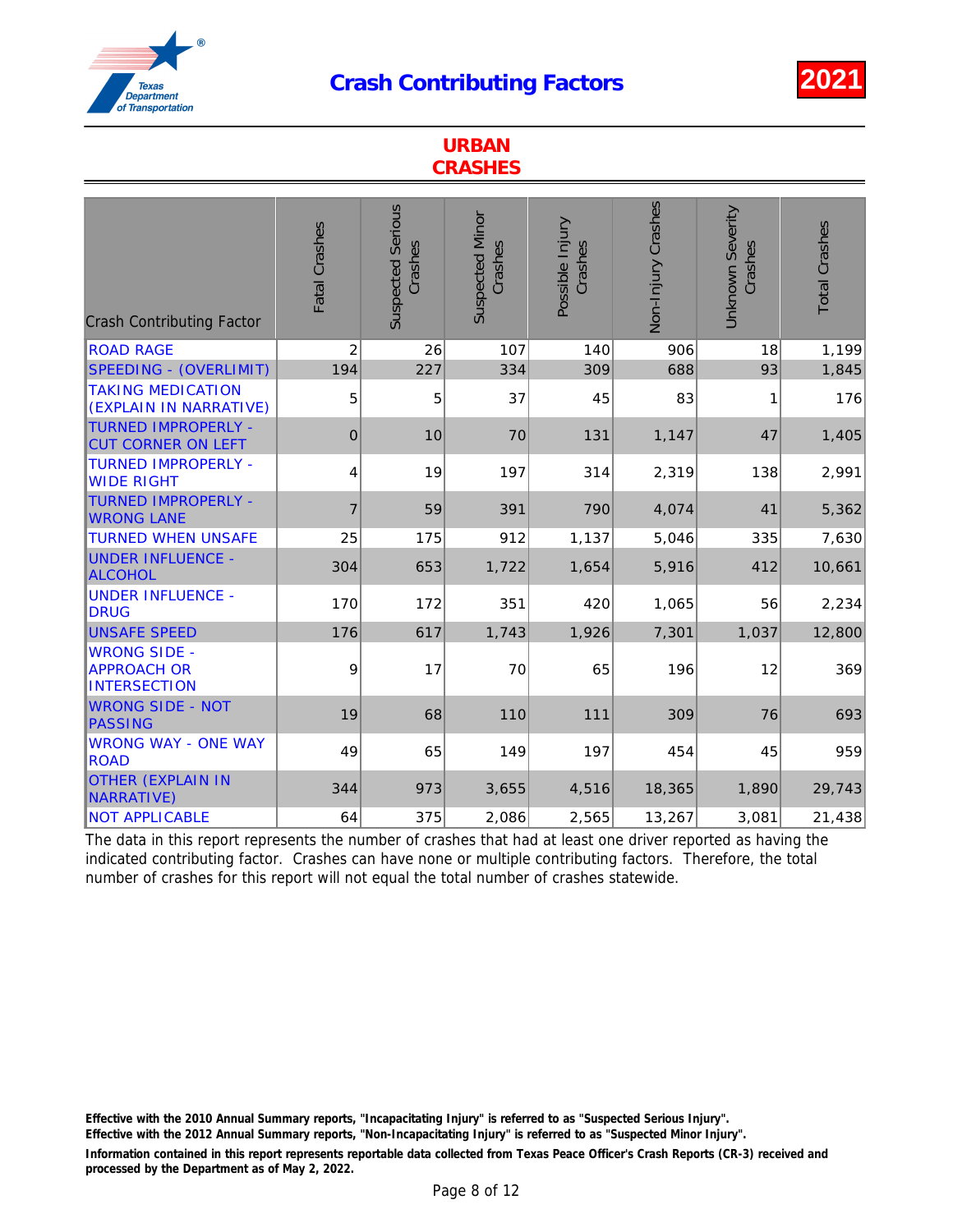# Crash Contributing Factors

**2021**

## URBAN CRASHES

| Crash Contributing Factor | Fatal Crashes | Suspected Serious Crashes | Suspected Minor Crashes | Possible Injury Crashes | Non-Injury Crashes | Unknown Severity Crashes | Total Crashes |
|---|---|---|---|---|---|---|---|
| ROAD RAGE | 2 | 26 | 107 | 140 | 906 | 18 | 1,199 |
| SPEEDING - (OVERLIMIT) | 194 | 227 | 334 | 309 | 688 | 93 | 1,845 |
| TAKING MEDICATION (EXPLAIN IN NARRATIVE) | 5 | 5 | 37 | 45 | 83 | 1 | 176 |
| TURNED IMPROPERLY - CUT CORNER ON LEFT | 0 | 10 | 70 | 131 | 1,147 | 47 | 1,405 |
| TURNED IMPROPERLY - WIDE RIGHT | 4 | 19 | 197 | 314 | 2,319 | 138 | 2,991 |
| TURNED IMPROPERLY - WRONG LANE | 7 | 59 | 391 | 790 | 4,074 | 41 | 5,362 |
| TURNED WHEN UNSAFE | 25 | 175 | 912 | 1,137 | 5,046 | 335 | 7,630 |
| UNDER INFLUENCE - ALCOHOL | 304 | 653 | 1,722 | 1,654 | 5,916 | 412 | 10,661 |
| UNDER INFLUENCE - DRUG | 170 | 172 | 351 | 420 | 1,065 | 56 | 2,234 |
| UNSAFE SPEED | 176 | 617 | 1,743 | 1,926 | 7,301 | 1,037 | 12,800 |
| WRONG SIDE - APPROACH OR INTERSECTION | 9 | 17 | 70 | 65 | 196 | 12 | 369 |
| WRONG SIDE - NOT PASSING | 19 | 68 | 110 | 111 | 309 | 76 | 693 |
| WRONG WAY - ONE WAY ROAD | 49 | 65 | 149 | 197 | 454 | 45 | 959 |
| OTHER (EXPLAIN IN NARRATIVE) | 344 | 973 | 3,655 | 4,516 | 18,365 | 1,890 | 29,743 |
| NOT APPLICABLE | 64 | 375 | 2,086 | 2,565 | 13,267 | 3,081 | 21,438 |

The data in this report represents the number of crashes that had at least one driver reported as having the indicated contributing factor. Crashes can have none or multiple contributing factors. Therefore, the total number of crashes for this report will not equal the total number of crashes statewide.

**Effective with the 2010 Annual Summary reports, "Incapacitating Injury" is referred to as "Suspected Serious Injury".**
**Effective with the 2012 Annual Summary reports, "Non-Incapacitating Injury" is referred to as "Suspected Minor Injury".**

**Information contained in this report represents reportable data collected from Texas Peace Officer's Crash Reports (CR-3) received and processed by the Department as of May 2, 2022.**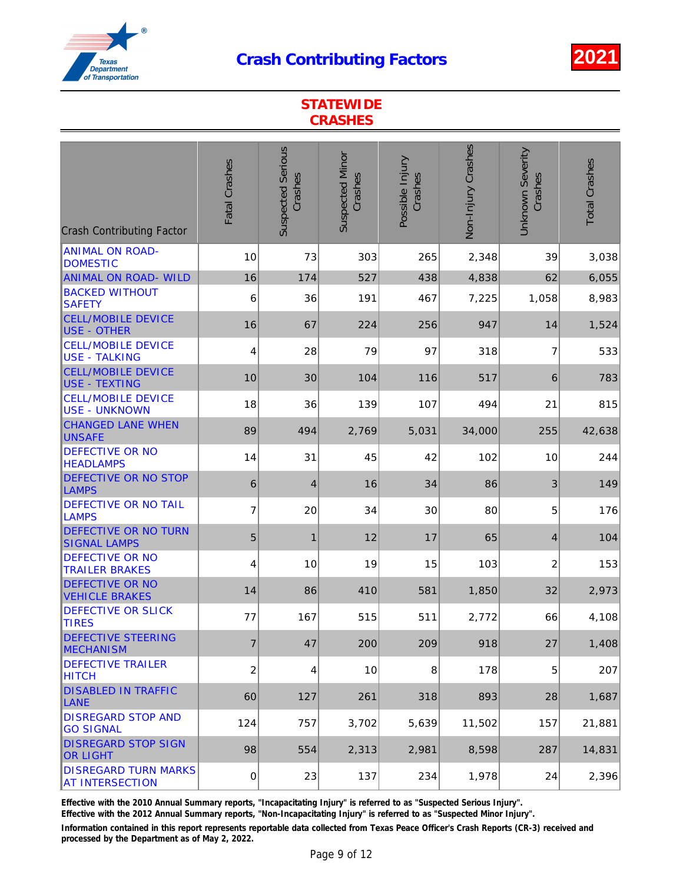# Crash Contributing Factors

**2021**

## STATEWIDE CRASHES

| Crash Contributing Factor | Fatal Crashes | Suspected Serious Crashes | Suspected Minor Crashes | Possible Injury Crashes | Non-Injury Crashes | Unknown Severity Crashes | Total Crashes |
|---|---|---|---|---|---|---|---|
| ANIMAL ON ROAD-DOMESTIC | 10 | 73 | 303 | 265 | 2,348 | 39 | 3,038 |
| ANIMAL ON ROAD- WILD | 16 | 174 | 527 | 438 | 4,838 | 62 | 6,055 |
| BACKED WITHOUT SAFETY | 6 | 36 | 191 | 467 | 7,225 | 1,058 | 8,983 |
| CELL/MOBILE DEVICE USE - OTHER | 16 | 67 | 224 | 256 | 947 | 14 | 1,524 |
| CELL/MOBILE DEVICE USE - TALKING | 4 | 28 | 79 | 97 | 318 | 7 | 533 |
| CELL/MOBILE DEVICE USE - TEXTING | 10 | 30 | 104 | 116 | 517 | 6 | 783 |
| CELL/MOBILE DEVICE USE - UNKNOWN | 18 | 36 | 139 | 107 | 494 | 21 | 815 |
| CHANGED LANE WHEN UNSAFE | 89 | 494 | 2,769 | 5,031 | 34,000 | 255 | 42,638 |
| DEFECTIVE OR NO HEADLAMPS | 14 | 31 | 45 | 42 | 102 | 10 | 244 |
| DEFECTIVE OR NO STOP LAMPS | 6 | 4 | 16 | 34 | 86 | 3 | 149 |
| DEFECTIVE OR NO TAIL LAMPS | 7 | 20 | 34 | 30 | 80 | 5 | 176 |
| DEFECTIVE OR NO TURN SIGNAL LAMPS | 5 | 1 | 12 | 17 | 65 | 4 | 104 |
| DEFECTIVE OR NO TRAILER BRAKES | 4 | 10 | 19 | 15 | 103 | 2 | 153 |
| DEFECTIVE OR NO VEHICLE BRAKES | 14 | 86 | 410 | 581 | 1,850 | 32 | 2,973 |
| DEFECTIVE OR SLICK TIRES | 77 | 167 | 515 | 511 | 2,772 | 66 | 4,108 |
| DEFECTIVE STEERING MECHANISM | 7 | 47 | 200 | 209 | 918 | 27 | 1,408 |
| DEFECTIVE TRAILER HITCH | 2 | 4 | 10 | 8 | 178 | 5 | 207 |
| DISABLED IN TRAFFIC LANE | 60 | 127 | 261 | 318 | 893 | 28 | 1,687 |
| DISREGARD STOP AND GO SIGNAL | 124 | 757 | 3,702 | 5,639 | 11,502 | 157 | 21,881 |
| DISREGARD STOP SIGN OR LIGHT | 98 | 554 | 2,313 | 2,981 | 8,598 | 287 | 14,831 |
| DISREGARD TURN MARKS AT INTERSECTION | 0 | 23 | 137 | 234 | 1,978 | 24 | 2,396 |

**Effective with the 2010 Annual Summary reports, "Incapacitating Injury" is referred to as "Suspected Serious Injury".**
**Effective with the 2012 Annual Summary reports, "Non-Incapacitating Injury" is referred to as "Suspected Minor Injury".**

**Information contained in this report represents reportable data collected from Texas Peace Officer's Crash Reports (CR-3) received and processed by the Department as of May 2, 2022.**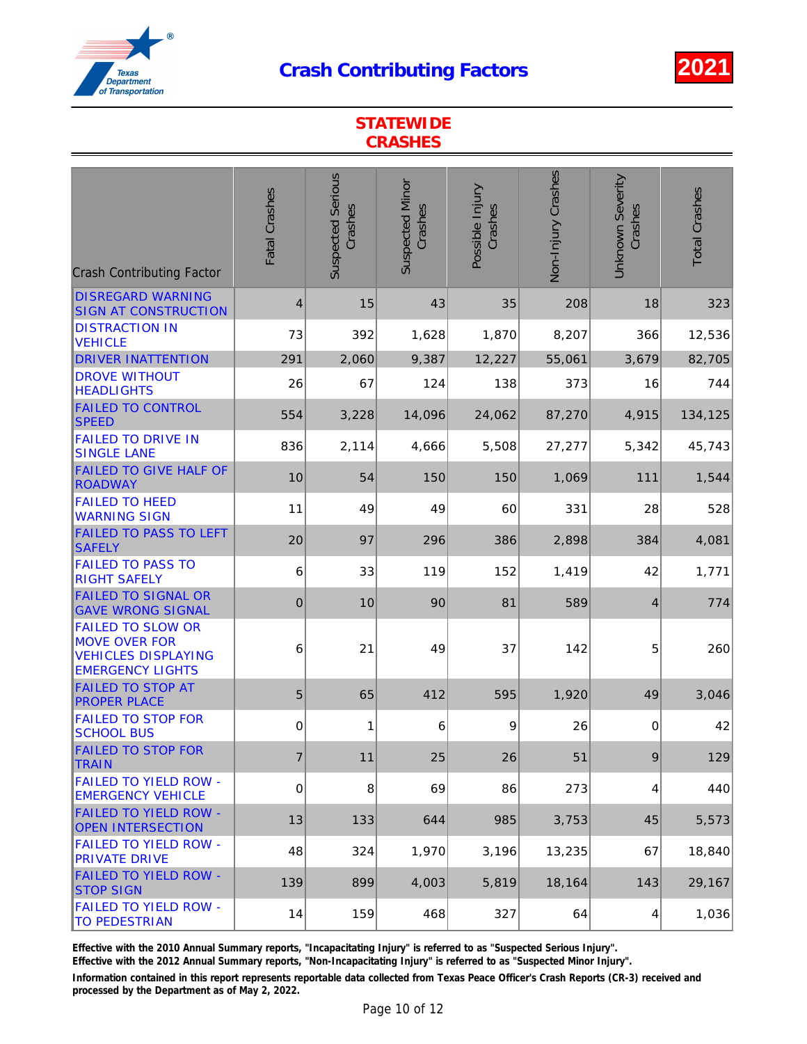# Crash Contributing Factors

# 2021

## STATEWIDE CRASHES

| Crash Contributing Factor | Fatal Crashes | Suspected Serious Crashes | Suspected Minor Crashes | Possible Injury Crashes | Non-Injury Crashes | Unknown Severity Crashes | Total Crashes |
|---|---|---|---|---|---|---|---|
| DISREGARD WARNING SIGN AT CONSTRUCTION | 4 | 15 | 43 | 35 | 208 | 18 | 323 |
| DISTRACTION IN VEHICLE | 73 | 392 | 1,628 | 1,870 | 8,207 | 366 | 12,536 |
| DRIVER INATTENTION | 291 | 2,060 | 9,387 | 12,227 | 55,061 | 3,679 | 82,705 |
| DROVE WITHOUT HEADLIGHTS | 26 | 67 | 124 | 138 | 373 | 16 | 744 |
| FAILED TO CONTROL SPEED | 554 | 3,228 | 14,096 | 24,062 | 87,270 | 4,915 | 134,125 |
| FAILED TO DRIVE IN SINGLE LANE | 836 | 2,114 | 4,666 | 5,508 | 27,277 | 5,342 | 45,743 |
| FAILED TO GIVE HALF OF ROADWAY | 10 | 54 | 150 | 150 | 1,069 | 111 | 1,544 |
| FAILED TO HEED WARNING SIGN | 11 | 49 | 49 | 60 | 331 | 28 | 528 |
| FAILED TO PASS TO LEFT SAFELY | 20 | 97 | 296 | 386 | 2,898 | 384 | 4,081 |
| FAILED TO PASS TO RIGHT SAFELY | 6 | 33 | 119 | 152 | 1,419 | 42 | 1,771 |
| FAILED TO SIGNAL OR GAVE WRONG SIGNAL | 0 | 10 | 90 | 81 | 589 | 4 | 774 |
| FAILED TO SLOW OR MOVE OVER FOR VEHICLES DISPLAYING EMERGENCY LIGHTS | 6 | 21 | 49 | 37 | 142 | 5 | 260 |
| FAILED TO STOP AT PROPER PLACE | 5 | 65 | 412 | 595 | 1,920 | 49 | 3,046 |
| FAILED TO STOP FOR SCHOOL BUS | 0 | 1 | 6 | 9 | 26 | 0 | 42 |
| FAILED TO STOP FOR TRAIN | 7 | 11 | 25 | 26 | 51 | 9 | 129 |
| FAILED TO YIELD ROW - EMERGENCY VEHICLE | 0 | 8 | 69 | 86 | 273 | 4 | 440 |
| FAILED TO YIELD ROW - OPEN INTERSECTION | 13 | 133 | 644 | 985 | 3,753 | 45 | 5,573 |
| FAILED TO YIELD ROW - PRIVATE DRIVE | 48 | 324 | 1,970 | 3,196 | 13,235 | 67 | 18,840 |
| FAILED TO YIELD ROW - STOP SIGN | 139 | 899 | 4,003 | 5,819 | 18,164 | 143 | 29,167 |
| FAILED TO YIELD ROW - TO PEDESTRIAN | 14 | 159 | 468 | 327 | 64 | 4 | 1,036 |

**Effective with the 2010 Annual Summary reports, "Incapacitating Injury" is referred to as "Suspected Serious Injury".**

**Effective with the 2012 Annual Summary reports, "Non-Incapacitating Injury" is referred to as "Suspected Minor Injury".**

**Information contained in this report represents reportable data collected from Texas Peace Officer's Crash Reports (CR-3) received and processed by the Department as of May 2, 2022.**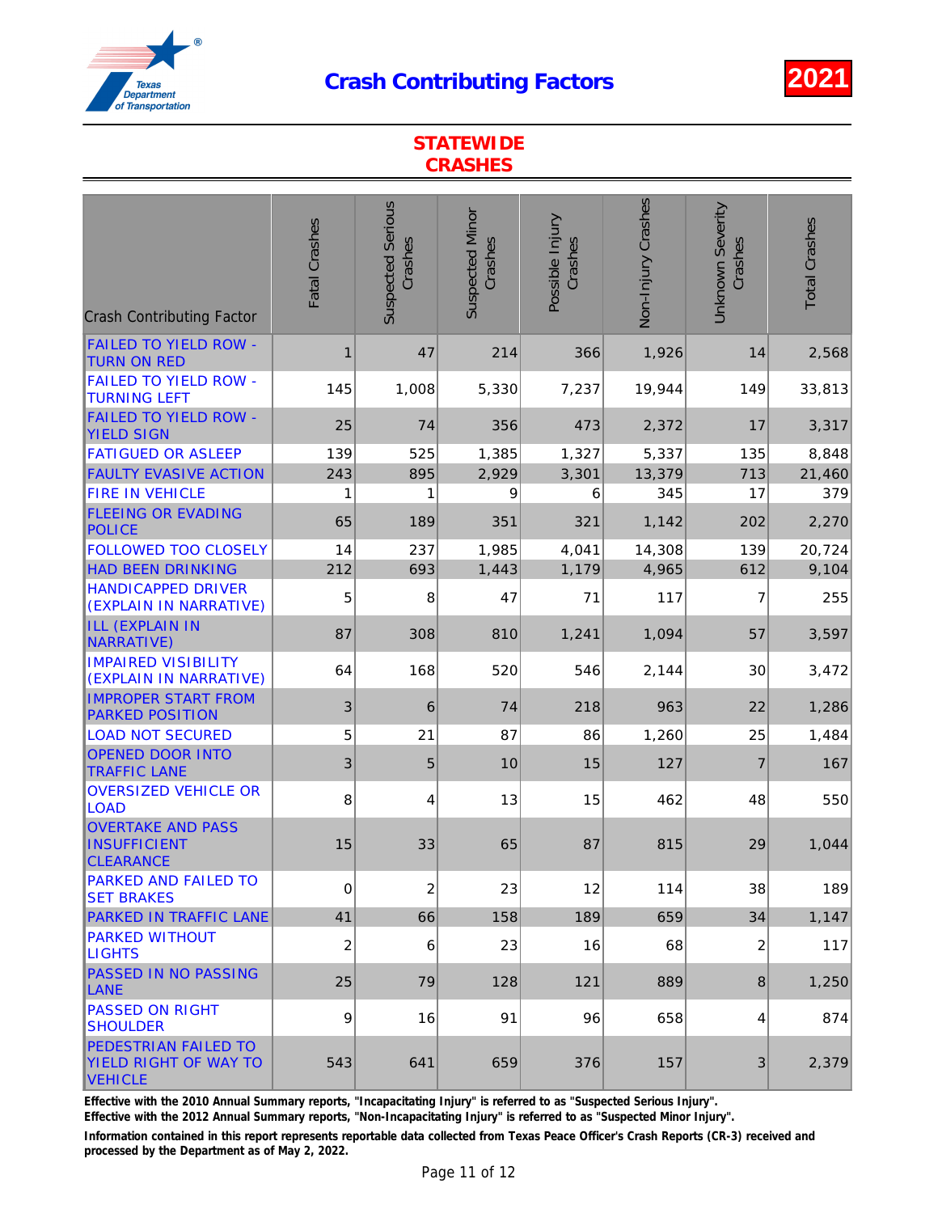# Crash Contributing Factors

**2021**

## STATEWIDE CRASHES

| Crash Contributing Factor | Fatal Crashes | Suspected Serious Crashes | Suspected Minor Crashes | Possible Injury Crashes | Non-Injury Crashes | Unknown Severity Crashes | Total Crashes |
|---|---|---|---|---|---|---|---|
| FAILED TO YIELD ROW - TURN ON RED | 1 | 47 | 214 | 366 | 1,926 | 14 | 2,568 |
| FAILED TO YIELD ROW - TURNING LEFT | 145 | 1,008 | 5,330 | 7,237 | 19,944 | 149 | 33,813 |
| FAILED TO YIELD ROW - YIELD SIGN | 25 | 74 | 356 | 473 | 2,372 | 17 | 3,317 |
| FATIGUED OR ASLEEP | 139 | 525 | 1,385 | 1,327 | 5,337 | 135 | 8,848 |
| FAULTY EVASIVE ACTION | 243 | 895 | 2,929 | 3,301 | 13,379 | 713 | 21,460 |
| FIRE IN VEHICLE | 1 | 1 | 9 | 6 | 345 | 17 | 379 |
| FLEEING OR EVADING POLICE | 65 | 189 | 351 | 321 | 1,142 | 202 | 2,270 |
| FOLLOWED TOO CLOSELY | 14 | 237 | 1,985 | 4,041 | 14,308 | 139 | 20,724 |
| HAD BEEN DRINKING | 212 | 693 | 1,443 | 1,179 | 4,965 | 612 | 9,104 |
| HANDICAPPED DRIVER (EXPLAIN IN NARRATIVE) | 5 | 8 | 47 | 71 | 117 | 7 | 255 |
| ILL (EXPLAIN IN NARRATIVE) | 87 | 308 | 810 | 1,241 | 1,094 | 57 | 3,597 |
| IMPAIRED VISIBILITY (EXPLAIN IN NARRATIVE) | 64 | 168 | 520 | 546 | 2,144 | 30 | 3,472 |
| IMPROPER START FROM PARKED POSITION | 3 | 6 | 74 | 218 | 963 | 22 | 1,286 |
| LOAD NOT SECURED | 5 | 21 | 87 | 86 | 1,260 | 25 | 1,484 |
| OPENED DOOR INTO TRAFFIC LANE | 3 | 5 | 10 | 15 | 127 | 7 | 167 |
| OVERSIZED VEHICLE OR LOAD | 8 | 4 | 13 | 15 | 462 | 48 | 550 |
| OVERTAKE AND PASS INSUFFICIENT CLEARANCE | 15 | 33 | 65 | 87 | 815 | 29 | 1,044 |
| PARKED AND FAILED TO SET BRAKES | 0 | 2 | 23 | 12 | 114 | 38 | 189 |
| PARKED IN TRAFFIC LANE | 41 | 66 | 158 | 189 | 659 | 34 | 1,147 |
| PARKED WITHOUT LIGHTS | 2 | 6 | 23 | 16 | 68 | 2 | 117 |
| PASSED IN NO PASSING LANE | 25 | 79 | 128 | 121 | 889 | 8 | 1,250 |
| PASSED ON RIGHT SHOULDER | 9 | 16 | 91 | 96 | 658 | 4 | 874 |
| PEDESTRIAN FAILED TO YIELD RIGHT OF WAY TO VEHICLE | 543 | 641 | 659 | 376 | 157 | 3 | 2,379 |

**Effective with the 2010 Annual Summary reports, "Incapacitating Injury" is referred to as "Suspected Serious Injury".**

**Effective with the 2012 Annual Summary reports, "Non-Incapacitating Injury" is referred to as "Suspected Minor Injury".**

**Information contained in this report represents reportable data collected from Texas Peace Officer's Crash Reports (CR-3) received and processed by the Department as of May 2, 2022.**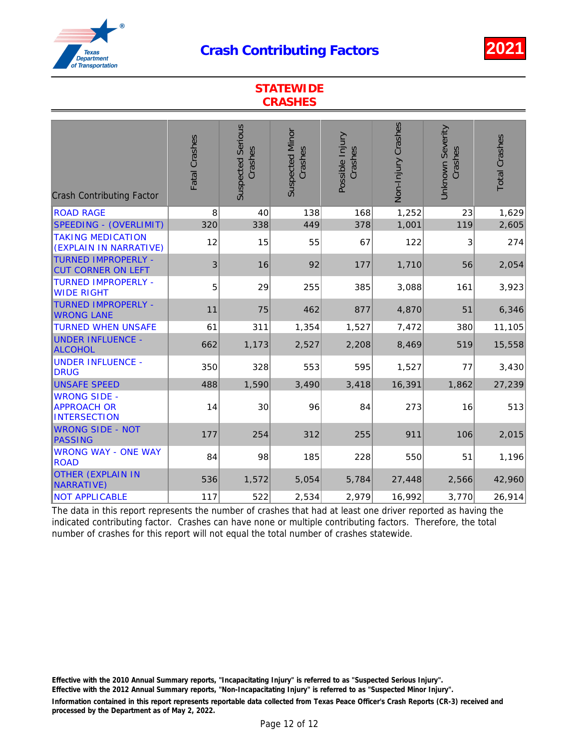# Crash Contributing Factors

**2021**

## STATEWIDE CRASHES

| Crash Contributing Factor | Fatal Crashes | Suspected Serious Crashes | Suspected Minor Crashes | Possible Injury Crashes | Non-Injury Crashes | Unknown Severity Crashes | Total Crashes |
|---|---|---|---|---|---|---|---|
| ROAD RAGE | 8 | 40 | 138 | 168 | 1,252 | 23 | 1,629 |
| SPEEDING - (OVERLIMIT) | 320 | 338 | 449 | 378 | 1,001 | 119 | 2,605 |
| TAKING MEDICATION (EXPLAIN IN NARRATIVE) | 12 | 15 | 55 | 67 | 122 | 3 | 274 |
| TURNED IMPROPERLY - CUT CORNER ON LEFT | 3 | 16 | 92 | 177 | 1,710 | 56 | 2,054 |
| TURNED IMPROPERLY - WIDE RIGHT | 5 | 29 | 255 | 385 | 3,088 | 161 | 3,923 |
| TURNED IMPROPERLY - WRONG LANE | 11 | 75 | 462 | 877 | 4,870 | 51 | 6,346 |
| TURNED WHEN UNSAFE | 61 | 311 | 1,354 | 1,527 | 7,472 | 380 | 11,105 |
| UNDER INFLUENCE - ALCOHOL | 662 | 1,173 | 2,527 | 2,208 | 8,469 | 519 | 15,558 |
| UNDER INFLUENCE - DRUG | 350 | 328 | 553 | 595 | 1,527 | 77 | 3,430 |
| UNSAFE SPEED | 488 | 1,590 | 3,490 | 3,418 | 16,391 | 1,862 | 27,239 |
| WRONG SIDE - APPROACH OR INTERSECTION | 14 | 30 | 96 | 84 | 273 | 16 | 513 |
| WRONG SIDE - NOT PASSING | 177 | 254 | 312 | 255 | 911 | 106 | 2,015 |
| WRONG WAY - ONE WAY ROAD | 84 | 98 | 185 | 228 | 550 | 51 | 1,196 |
| OTHER (EXPLAIN IN NARRATIVE) | 536 | 1,572 | 5,054 | 5,784 | 27,448 | 2,566 | 42,960 |
| NOT APPLICABLE | 117 | 522 | 2,534 | 2,979 | 16,992 | 3,770 | 26,914 |

The data in this report represents the number of crashes that had at least one driver reported as having the indicated contributing factor. Crashes can have none or multiple contributing factors. Therefore, the total number of crashes for this report will not equal the total number of crashes statewide.

**Effective with the 2010 Annual Summary reports, "Incapacitating Injury" is referred to as "Suspected Serious Injury".**
**Effective with the 2012 Annual Summary reports, "Non-Incapacitating Injury" is referred to as "Suspected Minor Injury".**

**Information contained in this report represents reportable data collected from Texas Peace Officer's Crash Reports (CR-3) received and processed by the Department as of May 2, 2022.**